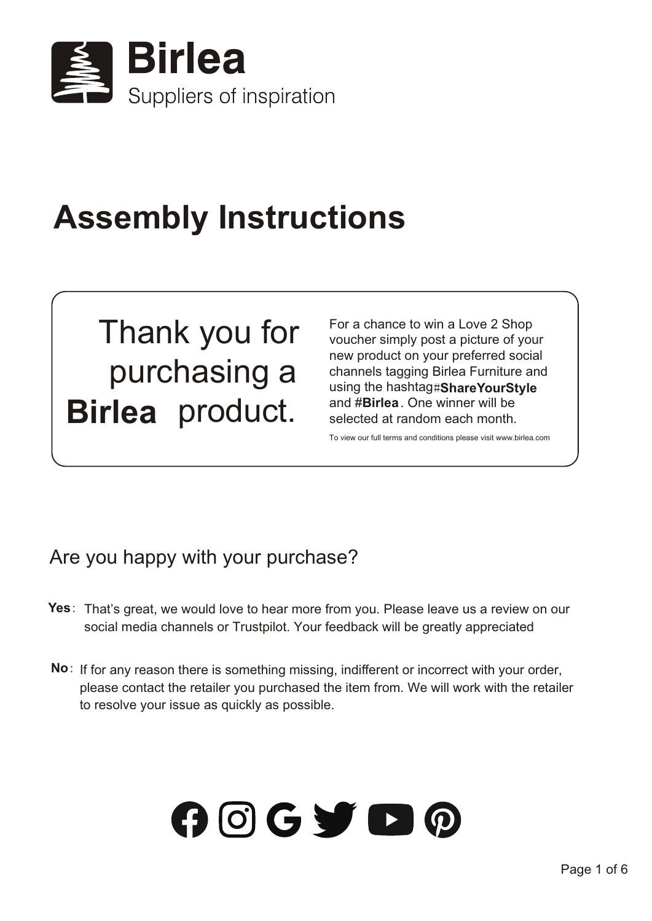# Birlea

Suppliers of inspiration

# Assembly Instructions

Thank you for purchasing a **Birlea** product.

For a chance to win a Love 2 Shop voucher simply post a picture of your new product on your preferred social channels tagging Birlea Furniture and using the hashtag #**ShareYourStyle** and #**Birlea**. One winner will be selected at random each month.

To view our full terms and conditions please visit www.birlea.com

## Are you happy with your purchase?

**Yes**: That's great, we would love to hear more from you. Please leave us a review on our social media channels or Trustpilot. Your feedback will be greatly appreciated

**No**: If for any reason there is something missing, indifferent or incorrect with your order, please contact the retailer you purchased the item from. We will work with the retailer to resolve your issue as quickly as possible.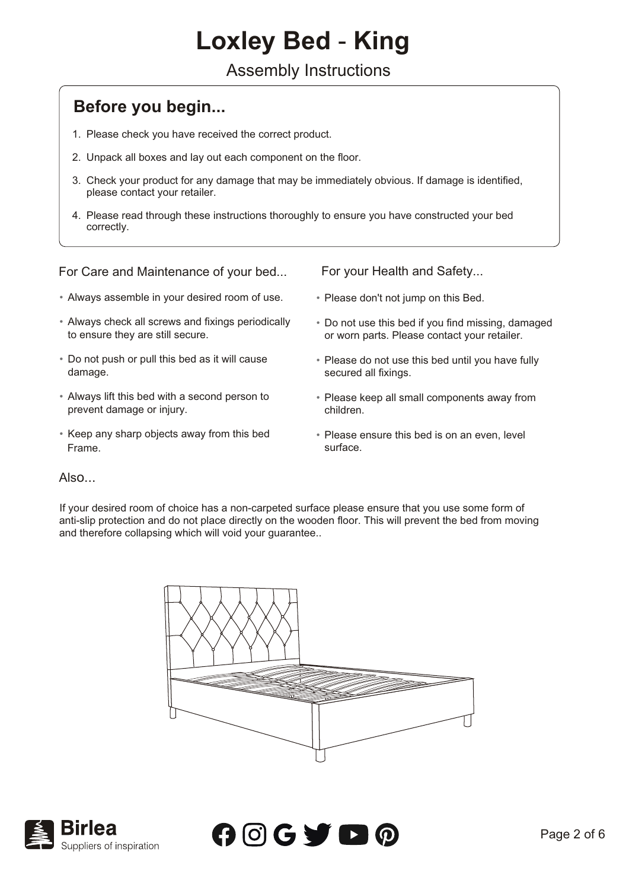# Loxley Bed - King

Assembly Instructions

## Before you begin...

1. Please check you have received the correct product.
2. Unpack all boxes and lay out each component on the floor.
3. Check your product for any damage that may be immediately obvious. If damage is identified, please contact your retailer.
4. Please read through these instructions thoroughly to ensure you have constructed your bed correctly.

### For Care and Maintenance of your bed...

- Always assemble in your desired room of use.
- Always check all screws and fixings periodically to ensure they are still secure.
- Do not push or pull this bed as it will cause damage.
- Always lift this bed with a second person to prevent damage or injury.
- Keep any sharp objects away from this bed Frame.

### For your Health and Safety...

- Please don't not jump on this Bed.
- Do not use this bed if you find missing, damaged or worn parts. Please contact your retailer.
- Please do not use this bed until you have fully secured all fixings.
- Please keep all small components away from children.
- Please ensure this bed is on an even, level surface.

### Also...

If your desired room of choice has a non-carpeted surface please ensure that you use some form of anti-slip protection and do not place directly on the wooden floor. This will prevent the bed from moving and therefore collapsing which will void your guarantee..

Birlea
Suppliers of inspiration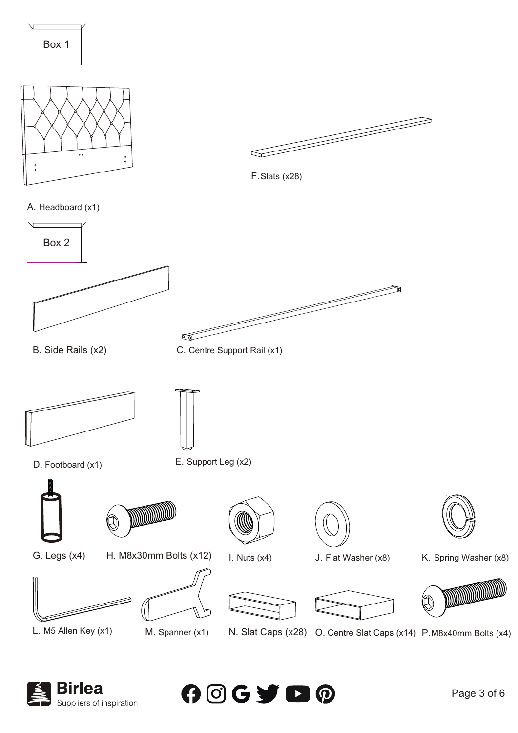Box 1

A. Headboard (x1)

F. Slats (x28)

Box 2

B. Side Rails (x2)

C. Centre Support Rail (x1)

D. Footboard (x1)

E. Support Leg (x2)

G. Legs (x4)

H. M8x30mm Bolts (x12)

I. Nuts (x4)

J. Flat Washer (x8)

K. Spring Washer (x8)

L. M5 Allen Key (x1)

M. Spanner (x1)

N. Slat Caps (x28)

O. Centre Slat Caps (x14)

P. M8x40mm Bolts (x4)

Birlea
Suppliers of inspiration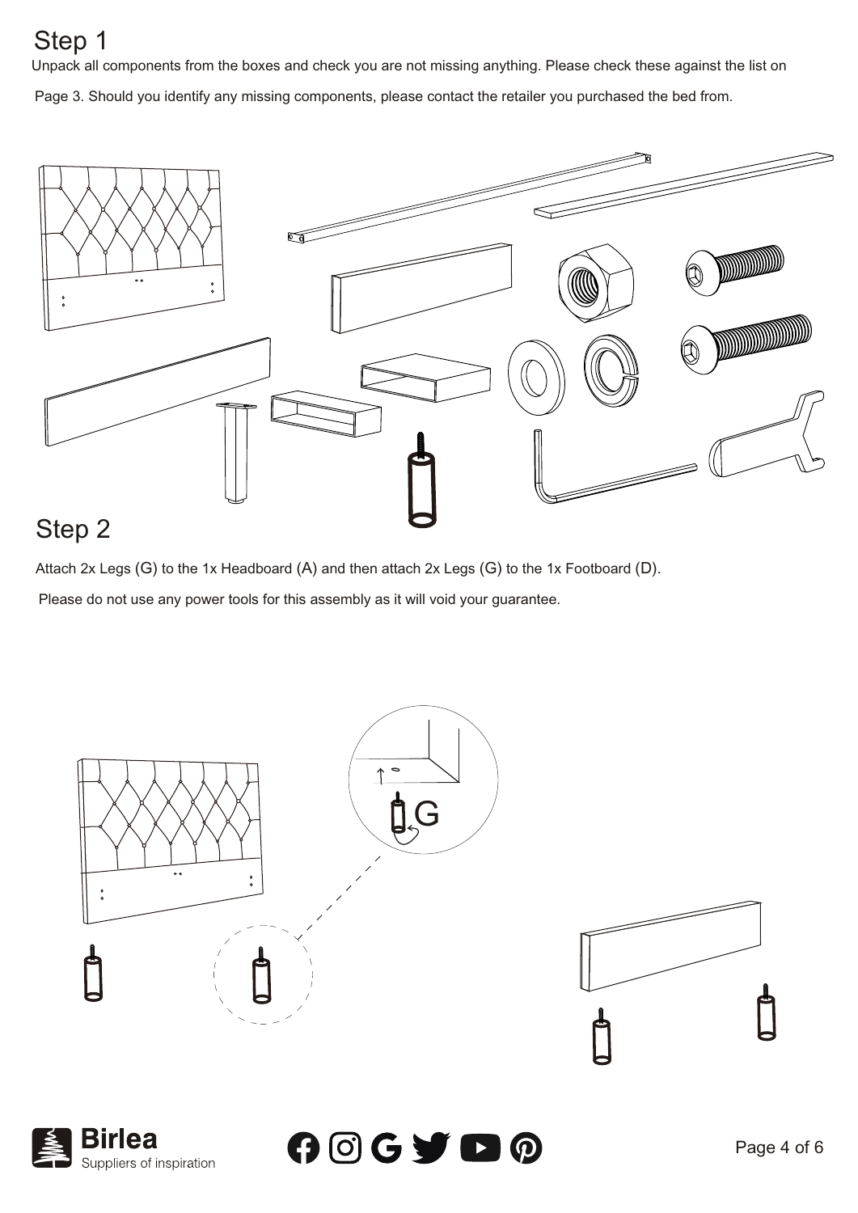# Step 1

Unpack all components from the boxes and check you are not missing anything. Please check these against the list on Page 3. Should you identify any missing components, please contact the retailer you purchased the bed from.

# Step 2

Attach 2x Legs (G) to the 1x Headboard (A) and then attach 2x Legs (G) to the 1x Footboard (D).

Please do not use any power tools for this assembly as it will void your guarantee.

G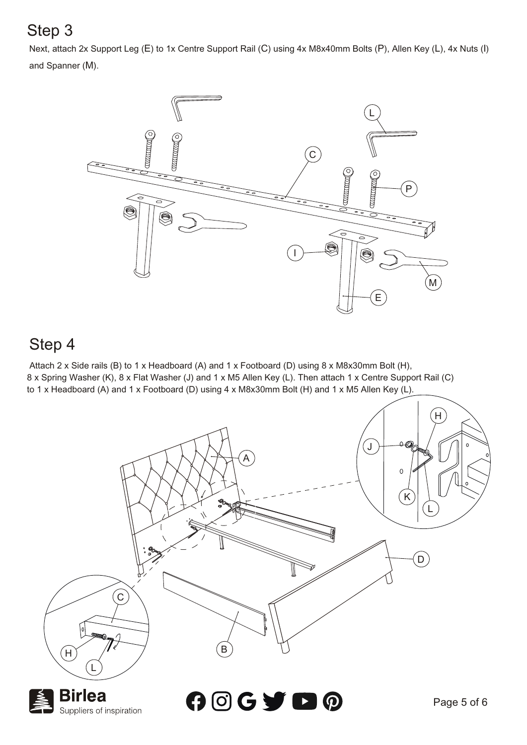## Step 3

Next, attach 2x Support Leg (E) to 1x Centre Support Rail (C) using 4x M8x40mm Bolts (P), Allen Key (L), 4x Nuts (I) and Spanner (M).

## Step 4

Attach 2 x Side rails (B) to 1 x Headboard (A) and 1 x Footboard (D) using 8 x M8x30mm Bolt (H), 8 x Spring Washer (K), 8 x Flat Washer (J) and 1 x M5 Allen Key (L). Then attach 1 x Centre Support Rail (C) to 1 x Headboard (A) and 1 x Footboard (D) using 4 x M8x30mm Bolt (H) and 1 x M5 Allen Key (L).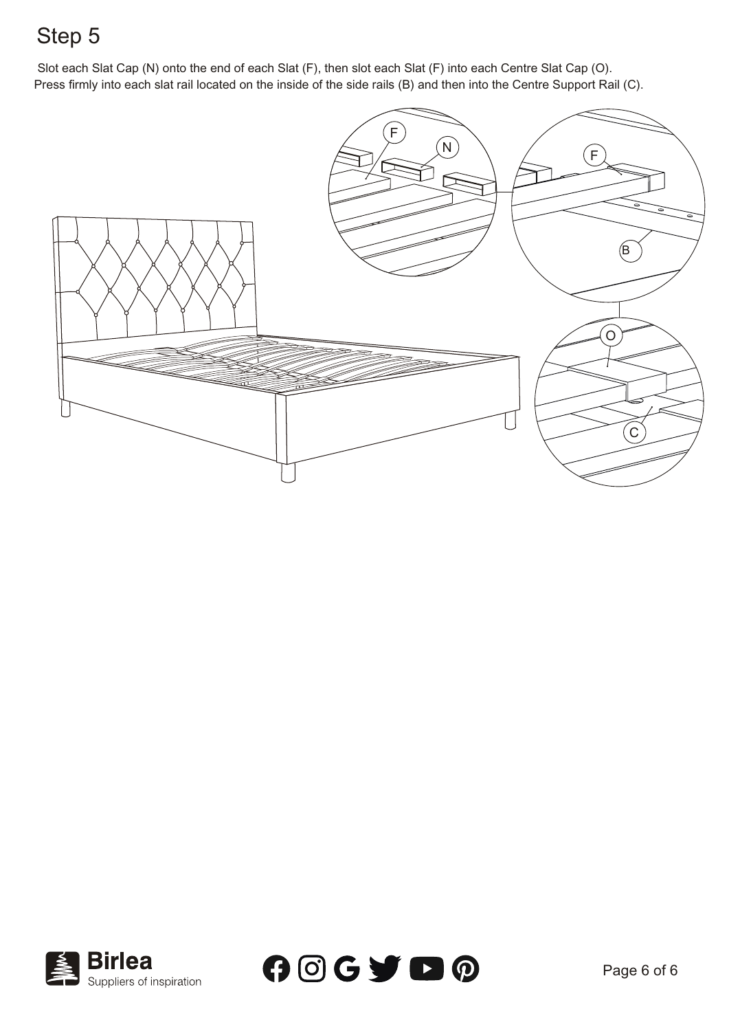# Step 5

Slot each Slat Cap (N) onto the end of each Slat (F), then slot each Slat (F) into each Centre Slat Cap (O). Press firmly into each slat rail located on the inside of the side rails (B) and then into the Centre Support Rail (C).